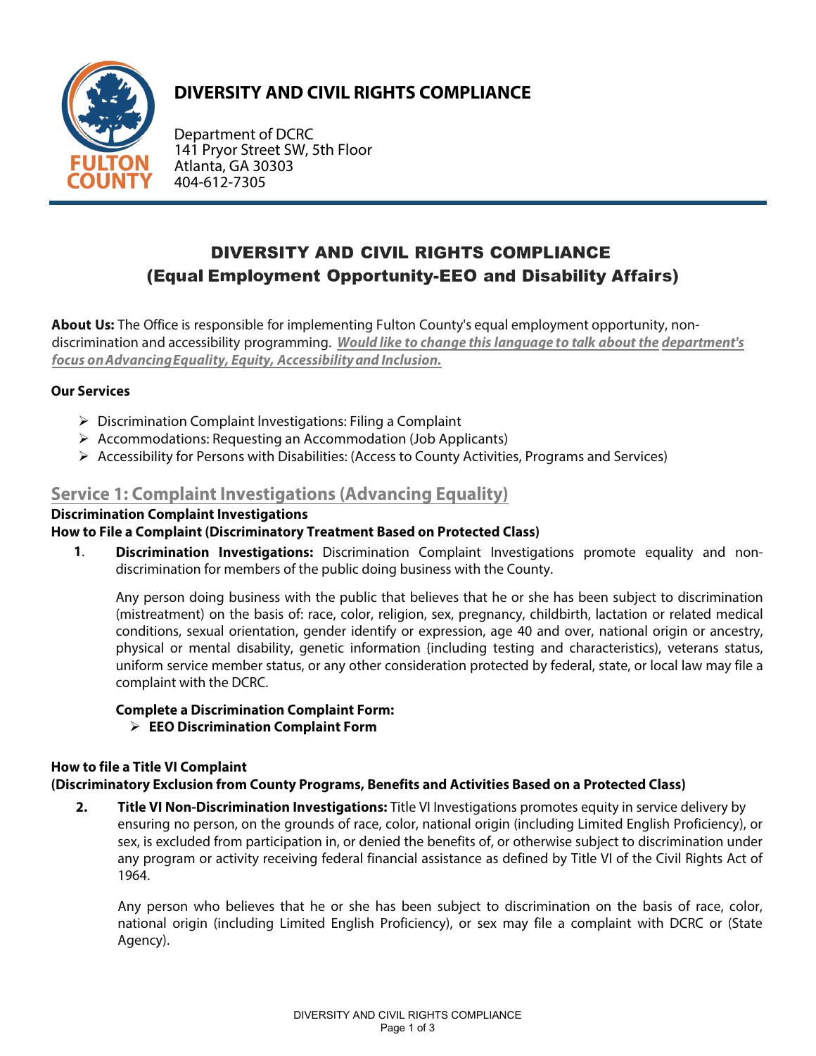# DIVERSITY AND CIVIL RIGHTS COMPLIANCE

Department of DCRC
141 Pryor Street SW, 5th Floor
Atlanta, GA 30303
404-612-7305

## DIVERSITY AND CIVIL RIGHTS COMPLIANCE
## (Equal Employment Opportunity-EEO and Disability Affairs)

**About Us:** The Office is responsible for implementing Fulton County's equal employment opportunity, non-discrimination and accessibility programming. ***Would like to change this language to talk about the department's focus on Advancing Equality, Equity, Accessibility and Inclusion.***

**Our Services**

- Discrimination Complaint Investigations: Filing a Complaint
- Accommodations: Requesting an Accommodation (Job Applicants)
- Accessibility for Persons with Disabilities: (Access to County Activities, Programs and Services)

## Service 1: Complaint Investigations (Advancing Equality)

**Discrimination Complaint Investigations**
**How to File a Complaint (Discriminatory Treatment Based on Protected Class)**

1. **Discrimination Investigations:** Discrimination Complaint Investigations promote equality and non-discrimination for members of the public doing business with the County.

   Any person doing business with the public that believes that he or she has been subject to discrimination (mistreatment) on the basis of: race, color, religion, sex, pregnancy, childbirth, lactation or related medical conditions, sexual orientation, gender identify or expression, age 40 and over, national origin or ancestry, physical or mental disability, genetic information {including testing and characteristics), veterans status, uniform service member status, or any other consideration protected by federal, state, or local law may file a complaint with the DCRC.

   **Complete a Discrimination Complaint Form:**
   - **EEO Discrimination Complaint Form**

**How to file a Title VI Complaint**
**(Discriminatory Exclusion from County Programs, Benefits and Activities Based on a Protected Class)**

2. **Title VI Non-Discrimination Investigations:** Title VI Investigations promotes equity in service delivery by ensuring no person, on the grounds of race, color, national origin (including Limited English Proficiency), or sex, is excluded from participation in, or denied the benefits of, or otherwise subject to discrimination under any program or activity receiving federal financial assistance as defined by Title VI of the Civil Rights Act of 1964.

   Any person who believes that he or she has been subject to discrimination on the basis of race, color, national origin (including Limited English Proficiency), or sex may file a complaint with DCRC or (State Agency).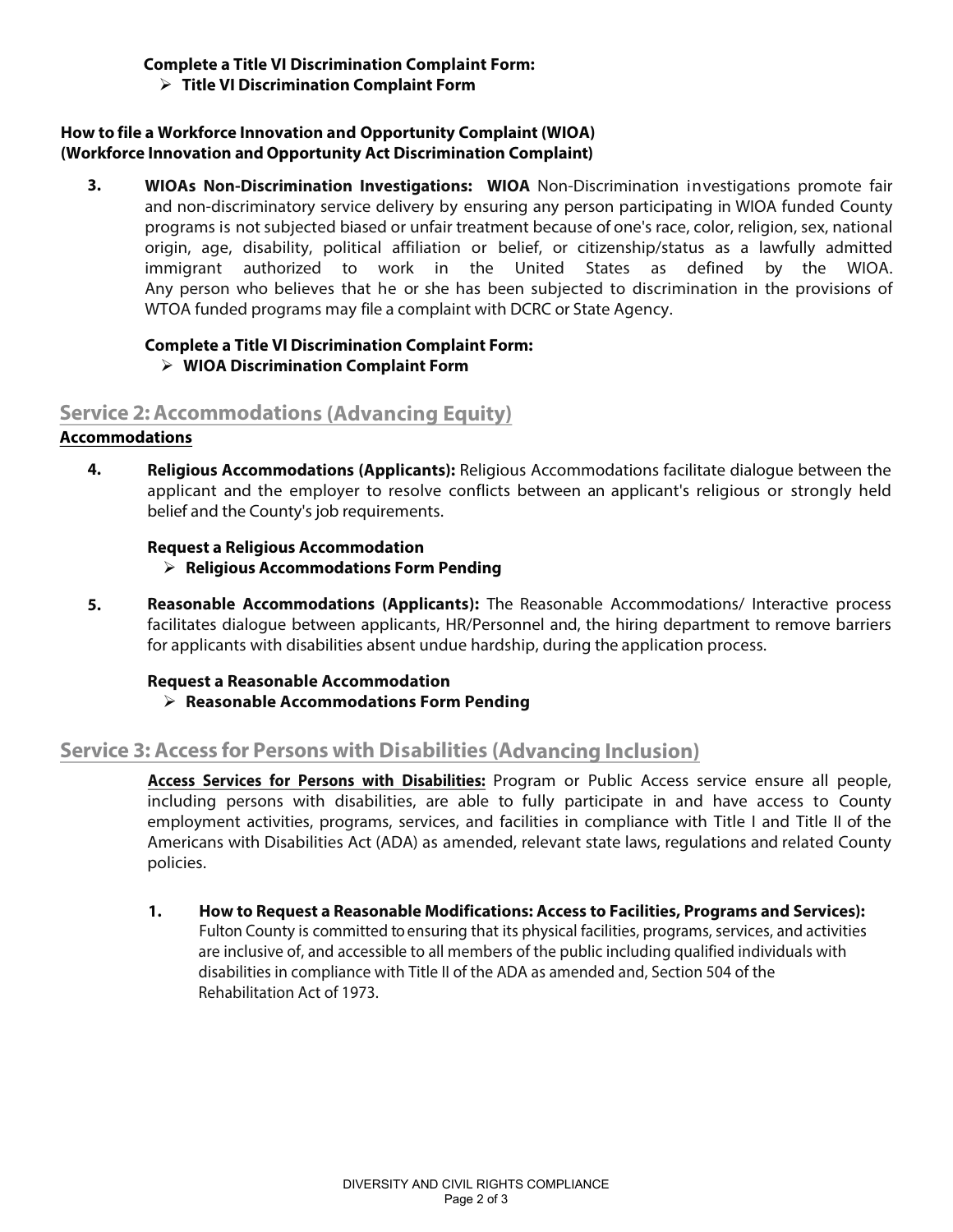**Complete a Title VI Discrimination Complaint Form:**

- **Title VI Discrimination Complaint Form**

**How to file a Workforce Innovation and Opportunity Complaint (WIOA)**
**(Workforce Innovation and Opportunity Act Discrimination Complaint)**

3. **WIOAs Non-Discrimination Investigations: WIOA** Non-Discrimination investigations promote fair and non-discriminatory service delivery by ensuring any person participating in WIOA funded County programs is not subjected biased or unfair treatment because of one's race, color, religion, sex, national origin, age, disability, political affiliation or belief, or citizenship/status as a lawfully admitted immigrant authorized to work in the United States as defined by the WIOA. Any person who believes that he or she has been subjected to discrimination in the provisions of WTOA funded programs may file a complaint with DCRC or State Agency.

   **Complete a Title VI Discrimination Complaint Form:**

   - **WIOA Discrimination Complaint Form**

## Service 2: Accommodations (Advancing Equity)

**Accommodations**

4. **Religious Accommodations (Applicants):** Religious Accommodations facilitate dialogue between the applicant and the employer to resolve conflicts between an applicant's religious or strongly held belief and the County's job requirements.

   **Request a Religious Accommodation**

   - **Religious Accommodations Form Pending**

5. **Reasonable Accommodations (Applicants):** The Reasonable Accommodations/ Interactive process facilitates dialogue between applicants, HR/Personnel and, the hiring department to remove barriers for applicants with disabilities absent undue hardship, during the application process.

   **Request a Reasonable Accommodation**

   - **Reasonable Accommodations Form Pending**

## Service 3: Access for Persons with Disabilities (Advancing Inclusion)

**Access Services for Persons with Disabilities:** Program or Public Access service ensure all people, including persons with disabilities, are able to fully participate in and have access to County employment activities, programs, services, and facilities in compliance with Title I and Title II of the Americans with Disabilities Act (ADA) as amended, relevant state laws, regulations and related County policies.

1. **How to Request a Reasonable Modifications: Access to Facilities, Programs and Services):** Fulton County is committed to ensuring that its physical facilities, programs, services, and activities are inclusive of, and accessible to all members of the public including qualified individuals with disabilities in compliance with Title II of the ADA as amended and, Section 504 of the Rehabilitation Act of 1973.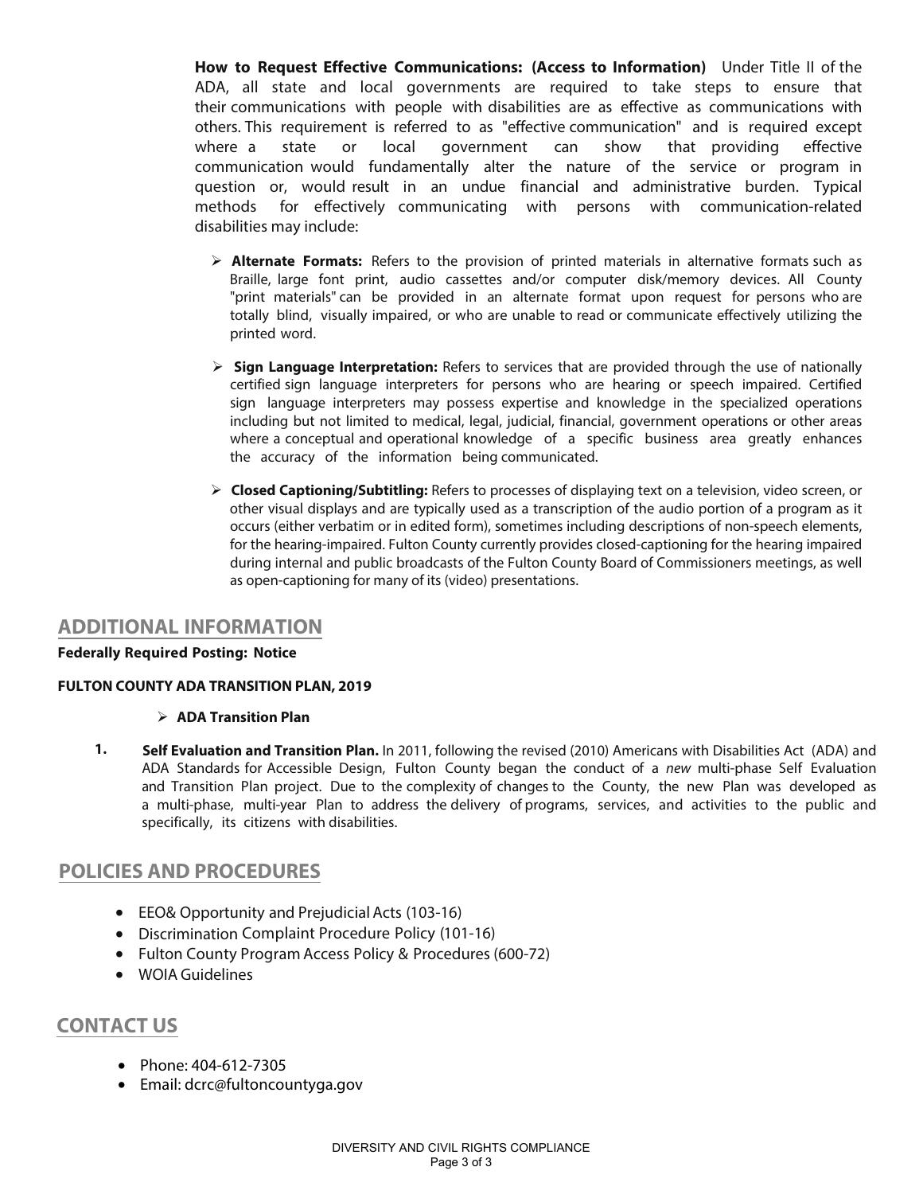**How to Request Effective Communications: (Access to Information)** Under Title II of the ADA, all state and local governments are required to take steps to ensure that their communications with people with disabilities are as effective as communications with others. This requirement is referred to as "effective communication" and is required except where a state or local government can show that providing effective communication would fundamentally alter the nature of the service or program in question or, would result in an undue financial and administrative burden. Typical methods for effectively communicating with persons with communication-related disabilities may include:

- **Alternate Formats:** Refers to the provision of printed materials in alternative formats such as Braille, large font print, audio cassettes and/or computer disk/memory devices. All County "print materials" can be provided in an alternate format upon request for persons who are totally blind, visually impaired, or who are unable to read or communicate effectively utilizing the printed word.

- **Sign Language Interpretation:** Refers to services that are provided through the use of nationally certified sign language interpreters for persons who are hearing or speech impaired. Certified sign language interpreters may possess expertise and knowledge in the specialized operations including but not limited to medical, legal, judicial, financial, government operations or other areas where a conceptual and operational knowledge of a specific business area greatly enhances the accuracy of the information being communicated.

- **Closed Captioning/Subtitling:** Refers to processes of displaying text on a television, video screen, or other visual displays and are typically used as a transcription of the audio portion of a program as it occurs (either verbatim or in edited form), sometimes including descriptions of non-speech elements, for the hearing-impaired. Fulton County currently provides closed-captioning for the hearing impaired during internal and public broadcasts of the Fulton County Board of Commissioners meetings, as well as open-captioning for many of its (video) presentations.

## ADDITIONAL INFORMATION

**Federally Required Posting: Notice**

**FULTON COUNTY ADA TRANSITION PLAN, 2019**

- **ADA Transition Plan**

1. **Self Evaluation and Transition Plan.** In 2011, following the revised (2010) Americans with Disabilities Act (ADA) and ADA Standards for Accessible Design, Fulton County began the conduct of a *new* multi-phase Self Evaluation and Transition Plan project. Due to the complexity of changes to the County, the new Plan was developed as a multi-phase, multi-year Plan to address the delivery of programs, services, and activities to the public and specifically, its citizens with disabilities.

## POLICIES AND PROCEDURES

- EEO& Opportunity and Prejudicial Acts (103-16)
- Discrimination Complaint Procedure Policy (101-16)
- Fulton County Program Access Policy & Procedures (600-72)
- WOIA Guidelines

## CONTACT US

- Phone: 404-612-7305
- Email: dcrc@fultoncountyga.gov